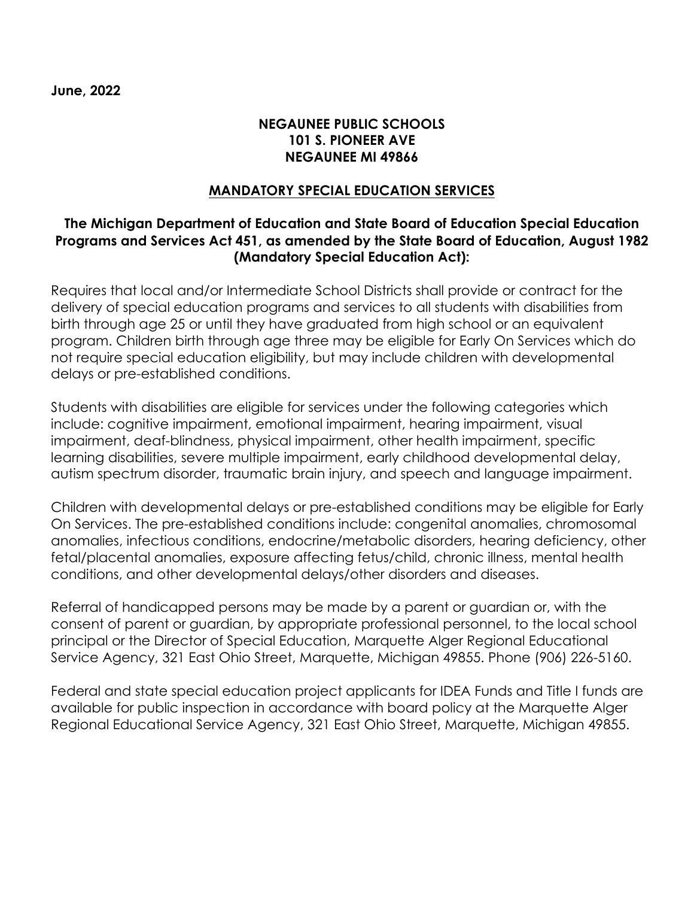**June, 2022**

**NEGAUNEE PUBLIC SCHOOLS**
**101 S. PIONEER AVE**
**NEGAUNEE MI 49866**

## MANDATORY SPECIAL EDUCATION SERVICES

### The Michigan Department of Education and State Board of Education Special Education Programs and Services Act 451, as amended by the State Board of Education, August 1982 (Mandatory Special Education Act):

Requires that local and/or Intermediate School Districts shall provide or contract for the delivery of special education programs and services to all students with disabilities from birth through age 25 or until they have graduated from high school or an equivalent program. Children birth through age three may be eligible for Early On Services which do not require special education eligibility, but may include children with developmental delays or pre-established conditions.

Students with disabilities are eligible for services under the following categories which include: cognitive impairment, emotional impairment, hearing impairment, visual impairment, deaf-blindness, physical impairment, other health impairment, specific learning disabilities, severe multiple impairment, early childhood developmental delay, autism spectrum disorder, traumatic brain injury, and speech and language impairment.

Children with developmental delays or pre-established conditions may be eligible for Early On Services. The pre-established conditions include: congenital anomalies, chromosomal anomalies, infectious conditions, endocrine/metabolic disorders, hearing deficiency, other fetal/placental anomalies, exposure affecting fetus/child, chronic illness, mental health conditions, and other developmental delays/other disorders and diseases.

Referral of handicapped persons may be made by a parent or guardian or, with the consent of parent or guardian, by appropriate professional personnel, to the local school principal or the Director of Special Education, Marquette Alger Regional Educational Service Agency, 321 East Ohio Street, Marquette, Michigan 49855. Phone (906) 226-5160.

Federal and state special education project applicants for IDEA Funds and Title I funds are available for public inspection in accordance with board policy at the Marquette Alger Regional Educational Service Agency, 321 East Ohio Street, Marquette, Michigan 49855.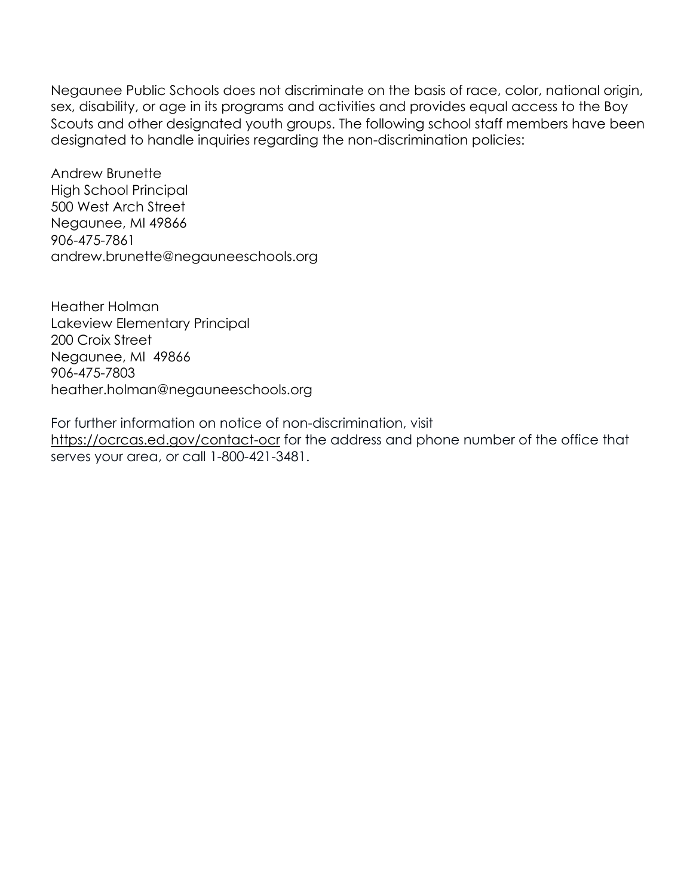Negaunee Public Schools does not discriminate on the basis of race, color, national origin, sex, disability, or age in its programs and activities and provides equal access to the Boy Scouts and other designated youth groups. The following school staff members have been designated to handle inquiries regarding the non-discrimination policies:

Andrew Brunette
High School Principal
500 West Arch Street
Negaunee, MI 49866
906-475-7861
andrew.brunette@negauneeschools.org

Heather Holman
Lakeview Elementary Principal
200 Croix Street
Negaunee, MI 49866
906-475-7803
heather.holman@negauneeschools.org

For further information on notice of non-discrimination, visit https://ocrcas.ed.gov/contact-ocr for the address and phone number of the office that serves your area, or call 1-800-421-3481.